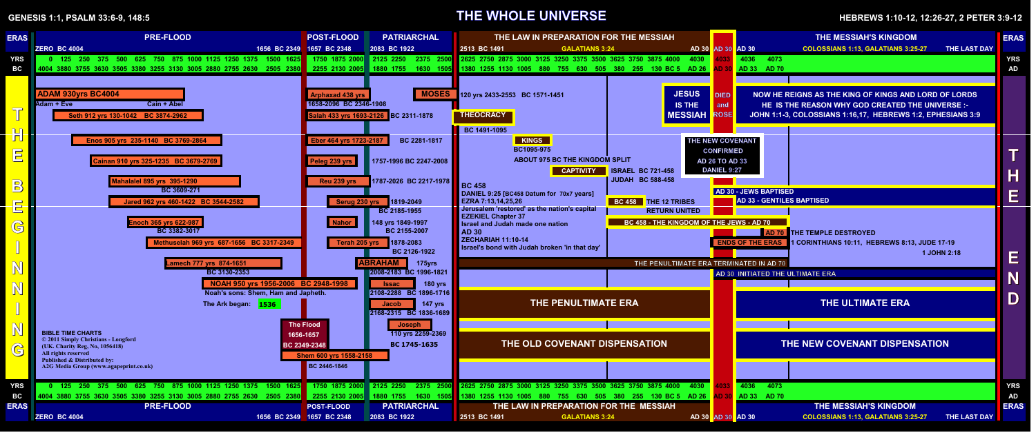# THE WHOLE UNIVERSE

GENESIS 1:1, PSALM 33:6-9, 148:5

HEBREWS 1:10-12, 12:26-27, 2 PETER 3:9-12

| ERAS | PRE-FLOOD | POST-FLOOD | PATRIARCHAL | THE LAW IN PREPARATION FOR THE MESSIAH | | THE MESSIAH'S KINGDOM | ERAS |
|---|---|---|---|---|---|---|---|
| | ZERO BC 4004 ... 1656 BC 2349 | 1657 BC 2348 | 2083 BC 1922 | 2513 BC 1491 GALATIANS 3:24 AD 30 | AD 30 | AD 30 COLOSSIANS 1:13, GALATIANS 3:25-27 THE LAST DAY | |
| YRS | 0 125 250 375 500 625 750 875 1000 1125 1250 1375 1500 1625 | 1750 1875 2000 | 2125 2250 2375 2500 | 2625 2750 2875 3000 3125 3250 3375 3500 3625 3750 3875 4000 4030 | 4033 | 4036 4073 | YRS |
| BC | 4004 3880 3755 3630 3505 3380 3255 3130 3005 2880 2755 2630 2505 2380 | 2255 2130 2005 | 1880 1755 1630 1505 | 1380 1255 1130 1005 880 755 630 505 380 255 130 BC 5 AD 26 | AD 30 | AD 33 AD 70 | AD |

## THE BEGINNING

### Pre-Flood

- ADAM 930yrs BC4004
- Adam + Eve — Cain + Abel
- Seth 912 yrs 130-1042 BC 3874-2962
- Enos 905 yrs 235-1140 BC 3769-2864
- Cainan 910 yrs 325-1235 BC 3679-2769
- Mahalalel 895 yrs 395-1290 BC 3609-271
- Jared 962 yrs 460-1422 BC 3544-2582
- Enoch 365 yrs 622-987 BC 3382-3017
- Methuselah 969 yrs 687-1656 BC 3317-2349
- Lamech 777 yrs 874-1651 BC 3130-2353
- NOAH 950 yrs 1056-2006 BC 2948-1998
- Noah's sons: Shem, Ham and Japheth.
- The Ark began: 1536
- The Flood 1656-1657 BC 2349-2348
- Shem 600 yrs 1558-2158 BC 2446-1846

BIBLE TIME CHARTS
© 2011 Simply Christians - Longford
(UK. Charity Reg. No, 1056418)
All rights reserved
Published & Distributed by:
A2G Media Group (www.agapeprint.co.uk)

### Post-Flood / Patriarchal

- Arphaxad 438 yrs 1658-2096 BC 2346-1908
- Salah 433 yrs 1693-2126 BC 2311-1878
- Eber 464 yrs 1723-2187 BC 2281-1817
- Peleg 239 yrs 1757-1996 BC 2247-2008
- Reu 239 yrs 1787-2026 BC 2217-1978
- Serug 230 yrs 1819-2049 BC 2185-1955
- Nahor 148 yrs 1849-1997 BC 2155-2007
- Terah 205 yrs 1878-2083 BC 2126-1922
- ABRAHAM 175yrs 2008-2183 BC 1996-1821
- Issac 180 yrs 2108-2288 BC 1896-1716
- Jacob 147 yrs 2168-2315 BC 1836-1689
- Joseph 110 yrs 2259-2369 BC 1745-1635
- MOSES 120 yrs 2433-2553 BC 1571-1451

### The Law in Preparation for the Messiah

- THEOCRACY BC 1491-1095
- KINGS BC1095-975
- ABOUT 975 BC THE KINGDOM SPLIT
- CAPTIVITY — ISRAEL BC 721-458, JUDAH BC 588-458
- BC 458 — THE 12 TRIBES RETURN UNITED
- BC 458
  - DANIEL 9:25 [BC458 Datum for 70x7 years]
  - EZRA 7:13,14,25,26
  - Jerusalem 'restored' as the nation's capital
  - EZEKIEL Chapter 37
  - Israel and Judah made one nation
- AD 30
  - ZECHARIAH 11:10-14
  - Israel's bond with Judah broken 'in that day'
- BC 458 - THE KINGDOM OF THE JEWS - AD 70
- THE PENULTIMATE ERA TERMINATED IN AD 70

**JESUS IS THE MESSIAH** — **DIED and ROSE**

**THE NEW COVENANT CONFIRMED AD 26 TO AD 33 DANIEL 9:27**

### The Messiah's Kingdom

NOW HE REIGNS AS THE KING OF KINGS AND LORD OF LORDS
HE IS THE REASON WHY GOD CREATED THE UNIVERSE :-
JOHN 1:1-3, COLOSSIANS 1:16,17, HEBREWS 1:2, EPHESIANS 3:9

- AD 30 - JEWS BAPTISED
- AD 33 - GENTILES BAPTISED
- AD 70 THE TEMPLE DESTROYED
- ENDS OF THE ERAS — 1 CORINTHIANS 10:11, HEBREWS 8:13, JUDE 17-19
- 1 JOHN 2:18
- AD 30 INITIATED THE ULTIMATE ERA

| THE PENULTIMATE ERA | THE ULTIMATE ERA |
|---|---|
| THE OLD COVENANT DISPENSATION | THE NEW COVENANT DISPENSATION |

## THE END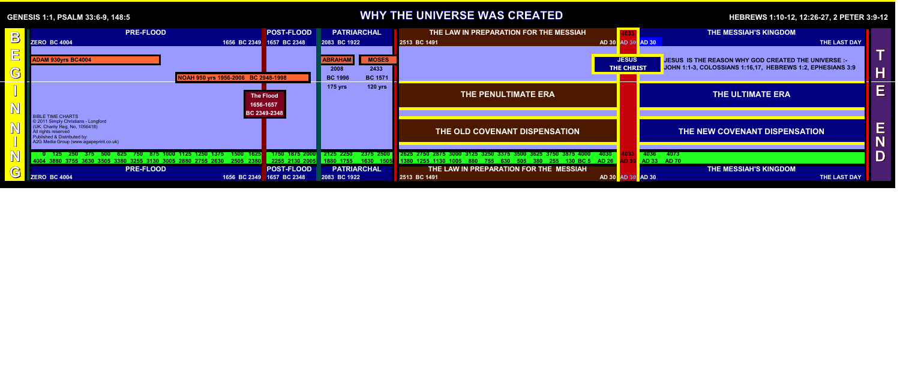# WHY THE UNIVERSE WAS CREATED

GENESIS 1:1, PSALM 33:6-9, 148:5

HEBREWS 1:10-12, 12:26-27, 2 PETER 3:9-12

BEGINNING

PRE-FLOOD

ZERO BC 4004

1656 BC 2349

ADAM 930yrs BC4004

NOAH 950 yrs 1956-2006 BC 2948-1998

The Flood
1656-1657
BC 2349-2348

BIBLE TIME CHARTS
© 2011 Simply Christians - Longford
(UK. Charity Reg. No. 1056418)
All rights reserved
Published & Distributed by:
A2G Media Group (www.agapeprint.co.uk)

POST-FLOOD

1657 BC 2348

PATRIARCHAL

2083 BC 1922

ABRAHAM
2008
BC 1996
175 yrs

MOSES
2433
BC 1571
120 yrs

THE LAW IN PREPARATION FOR THE MESSIAH

2513 BC 1491

AD 30

THE PENULTIMATE ERA

THE OLD COVENANT DISPENSATION

4033

AD 30

JESUS
THE CHRIST

THE MESSIAH'S KINGDOM

AD 30

THE LAST DAY

JESUS IS THE REASON WHY GOD CREATED THE UNIVERSE :-
JOHN 1:1-3, COLOSSIANS 1:16,17, HEBREWS 1:2, EPHESIANS 3:9

THE ULTIMATE ERA

THE NEW COVENANT DISPENSATION

THE END

0 125 250 375 500 625 750 875 1000 1125 1250 1375 1500 1625 1750 1875 2000 2125 2250 2375 2500 2625 2750 2875 3000 3125 3250 3375 3500 3625 3750 3875 4000 4030 4033 4036 4073

4004 3880 3755 3630 3505 3380 3255 3130 3005 2880 2755 2630 2505 2380 2255 2130 2005 1880 1755 1630 1505 1380 1255 1130 1005 880 755 630 505 380 255 130 BC 5 AD 26 AD 30 AD 33 AD 70

PRE-FLOOD

ZERO BC 4004

1656 BC 2349

POST-FLOOD

1657 BC 2348

PATRIARCHAL

2083 BC 1922

THE LAW IN PREPARATION FOR THE MESSIAH

2513 BC 1491

AD 30

AD 30

THE MESSIAH'S KINGDOM

AD 30

THE LAST DAY